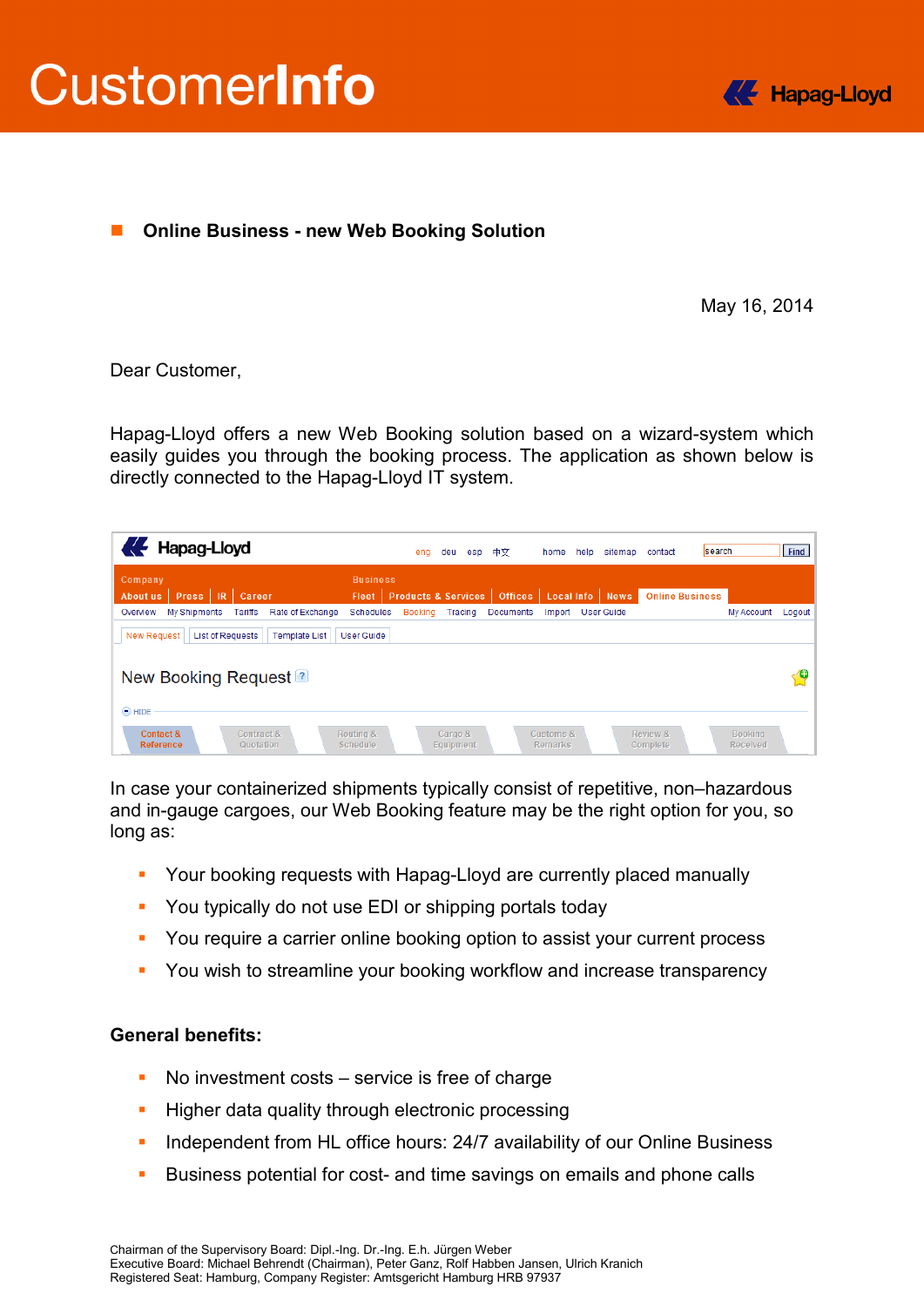# CustomerInfo

## Online Business - new Web Booking Solution

May 16, 2014

Dear Customer,

Hapag-Lloyd offers a new Web Booking solution based on a wizard-system which easily guides you through the booking process. The application as shown below is directly connected to the Hapag-Lloyd IT system.

In case your containerized shipments typically consist of repetitive, non–hazardous and in-gauge cargoes, our Web Booking feature may be the right option for you, so long as:

- Your booking requests with Hapag-Lloyd are currently placed manually
- You typically do not use EDI or shipping portals today
- You require a carrier online booking option to assist your current process
- You wish to streamline your booking workflow and increase transparency

**General benefits:**

- No investment costs – service is free of charge
- Higher data quality through electronic processing
- Independent from HL office hours: 24/7 availability of our Online Business
- Business potential for cost- and time savings on emails and phone calls

Chairman of the Supervisory Board: Dipl.-Ing. Dr.-Ing. E.h. Jürgen Weber
Executive Board: Michael Behrendt (Chairman), Peter Ganz, Rolf Habben Jansen, Ulrich Kranich
Registered Seat: Hamburg, Company Register: Amtsgericht Hamburg HRB 97937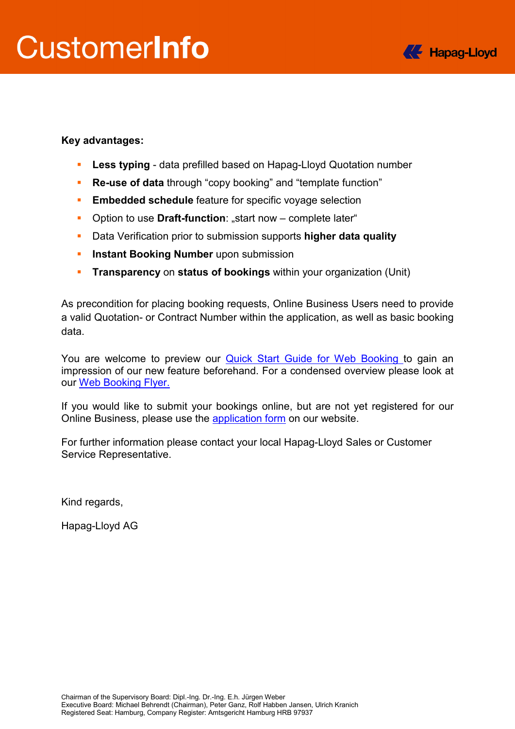**Key advantages:**

- **Less typing** - data prefilled based on Hapag-Lloyd Quotation number
- **Re-use of data** through "copy booking" and "template function"
- **Embedded schedule** feature for specific voyage selection
- Option to use **Draft-function**: „start now – complete later"
- Data Verification prior to submission supports **higher data quality**
- **Instant Booking Number** upon submission
- **Transparency** on **status of bookings** within your organization (Unit)

As precondition for placing booking requests, Online Business Users need to provide a valid Quotation- or Contract Number within the application, as well as basic booking data.

You are welcome to preview our Quick Start Guide for Web Booking to gain an impression of our new feature beforehand. For a condensed overview please look at our Web Booking Flyer.

If you would like to submit your bookings online, but are not yet registered for our Online Business, please use the application form on our website.

For further information please contact your local Hapag-Lloyd Sales or Customer Service Representative.

Kind regards,

Hapag-Lloyd AG

Chairman of the Supervisory Board: Dipl.-Ing. Dr.-Ing. E.h. Jürgen Weber
Executive Board: Michael Behrendt (Chairman), Peter Ganz, Rolf Habben Jansen, Ulrich Kranich
Registered Seat: Hamburg, Company Register: Amtsgericht Hamburg HRB 97937